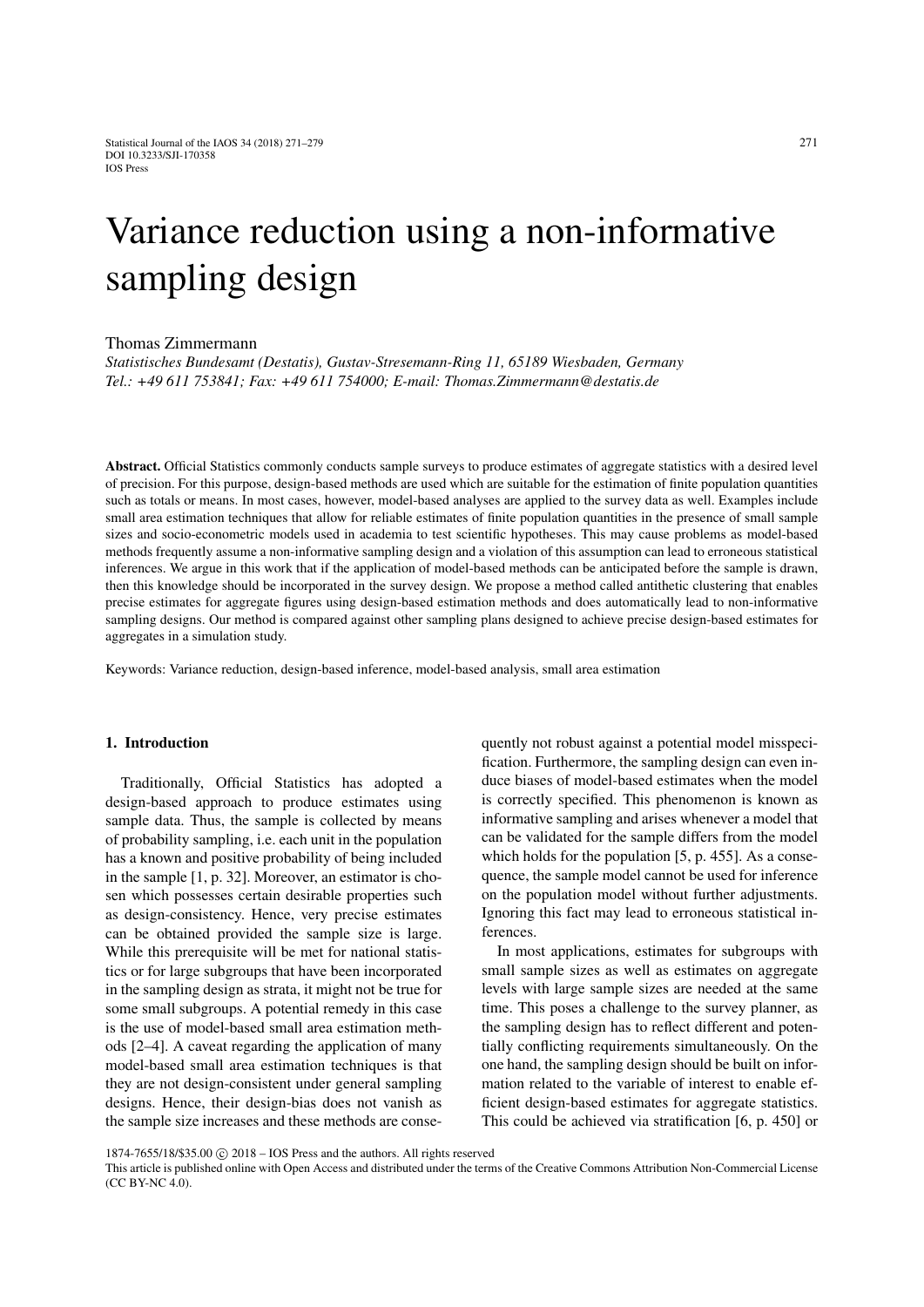# Variance reduction using a non-informative sampling design

Thomas Zimmermann

*Statistisches Bundesamt (Destatis), Gustav-Stresemann-Ring 11, 65189 Wiesbaden, Germany*
*Tel.: +49 611 753841; Fax: +49 611 754000; E-mail: Thomas.Zimmermann@destatis.de*

**Abstract.** Official Statistics commonly conducts sample surveys to produce estimates of aggregate statistics with a desired level of precision. For this purpose, design-based methods are used which are suitable for the estimation of finite population quantities such as totals or means. In most cases, however, model-based analyses are applied to the survey data as well. Examples include small area estimation techniques that allow for reliable estimates of finite population quantities in the presence of small sample sizes and socio-econometric models used in academia to test scientific hypotheses. This may cause problems as model-based methods frequently assume a non-informative sampling design and a violation of this assumption can lead to erroneous statistical inferences. We argue in this work that if the application of model-based methods can be anticipated before the sample is drawn, then this knowledge should be incorporated in the survey design. We propose a method called antithetic clustering that enables precise estimates for aggregate figures using design-based estimation methods and does automatically lead to non-informative sampling designs. Our method is compared against other sampling plans designed to achieve precise design-based estimates for aggregates in a simulation study.

Keywords: Variance reduction, design-based inference, model-based analysis, small area estimation

## 1. Introduction

Traditionally, Official Statistics has adopted a design-based approach to produce estimates using sample data. Thus, the sample is collected by means of probability sampling, i.e. each unit in the population has a known and positive probability of being included in the sample [1, p. 32]. Moreover, an estimator is chosen which possesses certain desirable properties such as design-consistency. Hence, very precise estimates can be obtained provided the sample size is large. While this prerequisite will be met for national statistics or for large subgroups that have been incorporated in the sampling design as strata, it might not be true for some small subgroups. A potential remedy in this case is the use of model-based small area estimation methods [2–4]. A caveat regarding the application of many model-based small area estimation techniques is that they are not design-consistent under general sampling designs. Hence, their design-bias does not vanish as the sample size increases and these methods are consequently not robust against a potential model misspecification. Furthermore, the sampling design can even induce biases of model-based estimates when the model is correctly specified. This phenomenon is known as informative sampling and arises whenever a model that can be validated for the sample differs from the model which holds for the population [5, p. 455]. As a consequence, the sample model cannot be used for inference on the population model without further adjustments. Ignoring this fact may lead to erroneous statistical inferences.

In most applications, estimates for subgroups with small sample sizes as well as estimates on aggregate levels with large sample sizes are needed at the same time. This poses a challenge to the survey planner, as the sampling design has to reflect different and potentially conflicting requirements simultaneously. On the one hand, the sampling design should be built on information related to the variable of interest to enable efficient design-based estimates for aggregate statistics. This could be achieved via stratification [6, p. 450] or

1874-7655/18/$35.00 © 2018 – IOS Press and the authors. All rights reserved
This article is published online with Open Access and distributed under the terms of the Creative Commons Attribution Non-Commercial License (CC BY-NC 4.0).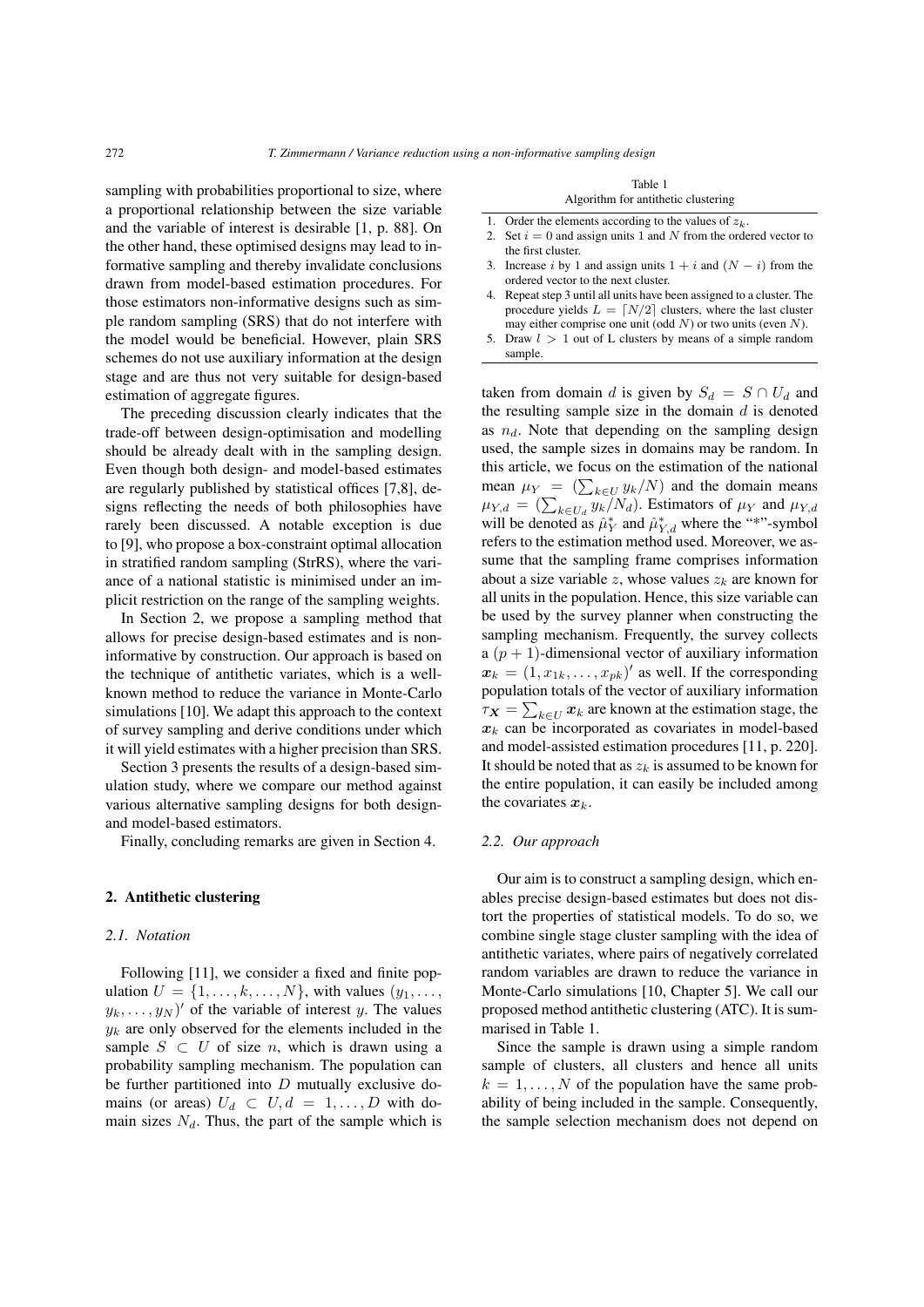sampling with probabilities proportional to size, where a proportional relationship between the size variable and the variable of interest is desirable [1, p. 88]. On the other hand, these optimised designs may lead to informative sampling and thereby invalidate conclusions drawn from model-based estimation procedures. For those estimators non-informative designs such as simple random sampling (SRS) that do not interfere with the model would be beneficial. However, plain SRS schemes do not use auxiliary information at the design stage and are thus not very suitable for design-based estimation of aggregate figures.

The preceding discussion clearly indicates that the trade-off between design-optimisation and modelling should be already dealt with in the sampling design. Even though both design- and model-based estimates are regularly published by statistical offices [7,8], designs reflecting the needs of both philosophies have rarely been discussed. A notable exception is due to [9], who propose a box-constraint optimal allocation in stratified random sampling (StrRS), where the variance of a national statistic is minimised under an implicit restriction on the range of the sampling weights.

In Section 2, we propose a sampling method that allows for precise design-based estimates and is non-informative by construction. Our approach is based on the technique of antithetic variates, which is a well-known method to reduce the variance in Monte-Carlo simulations [10]. We adapt this approach to the context of survey sampling and derive conditions under which it will yield estimates with a higher precision than SRS.

Section 3 presents the results of a design-based simulation study, where we compare our method against various alternative sampling designs for both design- and model-based estimators.

Finally, concluding remarks are given in Section 4.

## 2. Antithetic clustering

### 2.1. Notation

Following [11], we consider a fixed and finite population $U = \{1, \ldots, k, \ldots, N\}$, with values $(y_1, \ldots, y_k, \ldots, y_N)'$ of the variable of interest $y$. The values $y_k$ are only observed for the elements included in the sample $S \subset U$ of size $n$, which is drawn using a probability sampling mechanism. The population can be further partitioned into $D$ mutually exclusive domains (or areas) $U_d \subset U, d = 1, \ldots, D$ with domain sizes $N_d$. Thus, the part of the sample which is taken from domain $d$ is given by $S_d = S \cap U_d$ and the resulting sample size in the domain $d$ is denoted as $n_d$. Note that depending on the sampling design used, the sample sizes in domains may be random. In this article, we focus on the estimation of the national mean $\mu_Y = (\sum_{k \in U} y_k/N)$ and the domain means $\mu_{Y,d} = (\sum_{k \in U_d} y_k/N_d)$. Estimators of $\mu_Y$ and $\mu_{Y,d}$ will be denoted as $\hat{\mu}_Y^*$ and $\hat{\mu}_{Y,d}^*$ where the "*"-symbol refers to the estimation method used. Moreover, we assume that the sampling frame comprises information about a size variable $z$, whose values $z_k$ are known for all units in the population. Hence, this size variable can be used by the survey planner when constructing the sampling mechanism. Frequently, the survey collects a $(p+1)$-dimensional vector of auxiliary information $\boldsymbol{x}_k = (1, x_{1k}, \ldots, x_{pk})'$ as well. If the corresponding population totals of the vector of auxiliary information $\tau_{\boldsymbol{X}} = \sum_{k \in U} \boldsymbol{x}_k$ are known at the estimation stage, the $\boldsymbol{x}_k$ can be incorporated as covariates in model-based and model-assisted estimation procedures [11, p. 220]. It should be noted that as $z_k$ is assumed to be known for the entire population, it can easily be included among the covariates $\boldsymbol{x}_k$.

### 2.2. Our approach

Our aim is to construct a sampling design, which enables precise design-based estimates but does not distort the properties of statistical models. To do so, we combine single stage cluster sampling with the idea of antithetic variates, where pairs of negatively correlated random variables are drawn to reduce the variance in Monte-Carlo simulations [10, Chapter 5]. We call our proposed method antithetic clustering (ATC). It is summarised in Table 1.

Table 1
Algorithm for antithetic clustering

1. Order the elements according to the values of $z_k$.
2. Set $i = 0$ and assign units 1 and $N$ from the ordered vector to the first cluster.
3. Increase $i$ by 1 and assign units $1 + i$ and $(N - i)$ from the ordered vector to the next cluster.
4. Repeat step 3 until all units have been assigned to a cluster. The procedure yields $L = \lceil N/2 \rceil$ clusters, where the last cluster may either comprise one unit (odd $N$) or two units (even $N$).
5. Draw $l > 1$ out of L clusters by means of a simple random sample.

Since the sample is drawn using a simple random sample of clusters, all clusters and hence all units $k = 1, \ldots, N$ of the population have the same probability of being included in the sample. Consequently, the sample selection mechanism does not depend on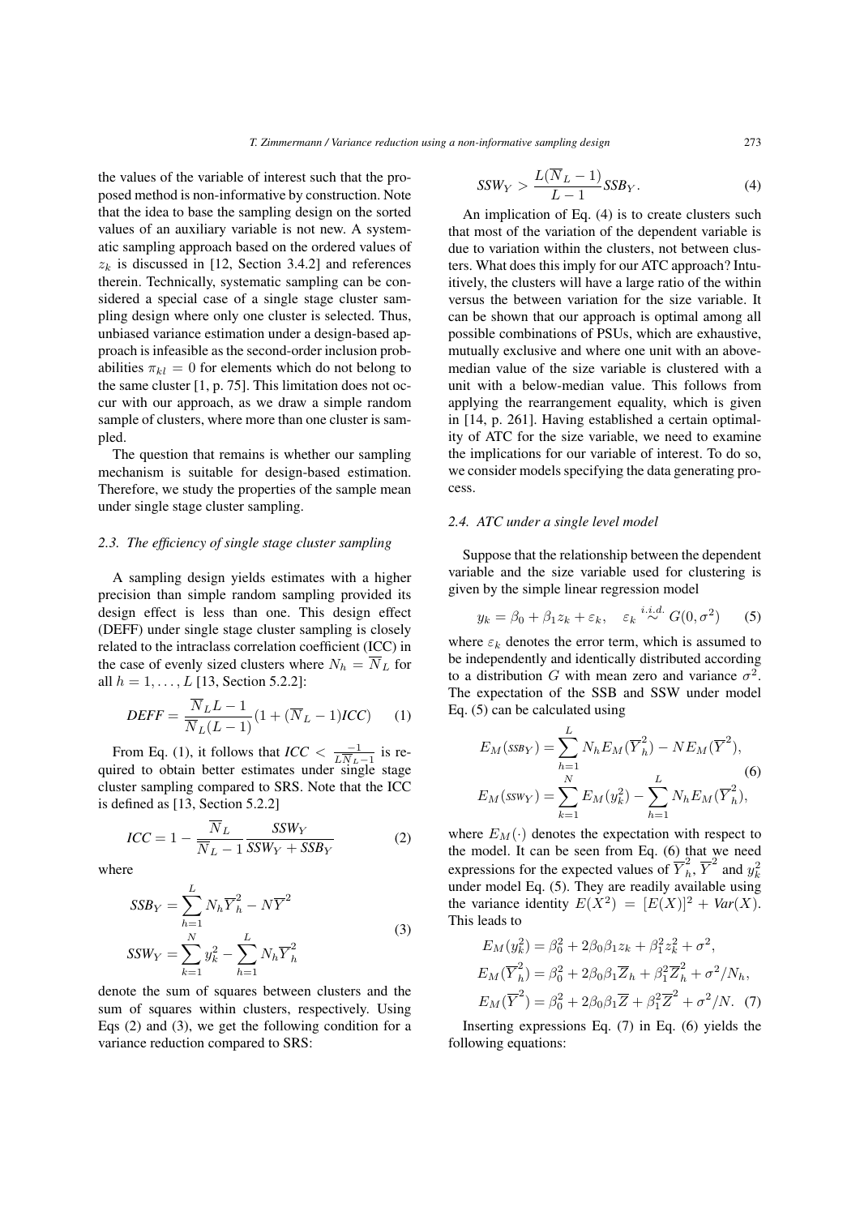the values of the variable of interest such that the proposed method is non-informative by construction. Note that the idea to base the sampling design on the sorted values of an auxiliary variable is not new. A systematic sampling approach based on the ordered values of $z_k$ is discussed in [12, Section 3.4.2] and references therein. Technically, systematic sampling can be considered a special case of a single stage cluster sampling design where only one cluster is selected. Thus, unbiased variance estimation under a design-based approach is infeasible as the second-order inclusion probabilities $\pi_{kl} = 0$ for elements which do not belong to the same cluster [1, p. 75]. This limitation does not occur with our approach, as we draw a simple random sample of clusters, where more than one cluster is sampled.

The question that remains is whether our sampling mechanism is suitable for design-based estimation. Therefore, we study the properties of the sample mean under single stage cluster sampling.

### 2.3. The efficiency of single stage cluster sampling

A sampling design yields estimates with a higher precision than simple random sampling provided its design effect is less than one. This design effect (DEFF) under single stage cluster sampling is closely related to the intraclass correlation coefficient (ICC) in the case of evenly sized clusters where $N_h = \overline{N}_L$ for all $h = 1, \ldots, L$ [13, Section 5.2.2]:

$$DEFF = \frac{\overline{N}_L L - 1}{\overline{N}_L (L-1)} (1 + (\overline{N}_L - 1) ICC) \qquad (1)$$

From Eq. (1), it follows that $ICC < \frac{-1}{L\overline{N}_L - 1}$ is required to obtain better estimates under single stage cluster sampling compared to SRS. Note that the ICC is defined as [13, Section 5.2.2]

$$ICC = 1 - \frac{\overline{N}_L}{\overline{N}_L - 1} \frac{SSW_Y}{SSW_Y + SSB_Y} \qquad (2)$$

where

$$\begin{aligned} SSB_Y &= \sum_{h=1}^{L} N_h \overline{Y}_h^2 - N \overline{Y}^2 \\ SSW_Y &= \sum_{k=1}^{N} y_k^2 - \sum_{h=1}^{L} N_h \overline{Y}_h^2 \end{aligned} \qquad (3)$$

denote the sum of squares between clusters and the sum of squares within clusters, respectively. Using Eqs (2) and (3), we get the following condition for a variance reduction compared to SRS:

$$SSW_Y > \frac{L(\overline{N}_L - 1)}{L - 1} SSB_Y. \qquad (4)$$

An implication of Eq. (4) is to create clusters such that most of the variation of the dependent variable is due to variation within the clusters, not between clusters. What does this imply for our ATC approach? Intuitively, the clusters will have a large ratio of the within versus the between variation for the size variable. It can be shown that our approach is optimal among all possible combinations of PSUs, which are exhaustive, mutually exclusive and where one unit with an above-median value of the size variable is clustered with a unit with a below-median value. This follows from applying the rearrangement equality, which is given in [14, p. 261]. Having established a certain optimality of ATC for the size variable, we need to examine the implications for our variable of interest. To do so, we consider models specifying the data generating process.

### 2.4. ATC under a single level model

Suppose that the relationship between the dependent variable and the size variable used for clustering is given by the simple linear regression model

$$y_k = \beta_0 + \beta_1 z_k + \varepsilon_k, \quad \varepsilon_k \overset{i.i.d.}{\sim} G(0, \sigma^2) \qquad (5)$$

where $\varepsilon_k$ denotes the error term, which is assumed to be independently and identically distributed according to a distribution $G$ with mean zero and variance $\sigma^2$. The expectation of the SSB and SSW under model Eq. (5) can be calculated using

$$\begin{aligned} E_M(SSB_Y) &= \sum_{h=1}^{L} N_h E_M(\overline{Y}_h^2) - N E_M(\overline{Y}^2), \\ E_M(SSW_Y) &= \sum_{k=1}^{N} E_M(y_k^2) - \sum_{h=1}^{L} N_h E_M(\overline{Y}_h^2), \end{aligned} \qquad (6)$$

where $E_M(\cdot)$ denotes the expectation with respect to the model. It can be seen from Eq. (6) that we need expressions for the expected values of $\overline{Y}_h^2$, $\overline{Y}^2$ and $y_k^2$ under model Eq. (5). They are readily available using the variance identity $E(X^2) = [E(X)]^2 + Var(X)$. This leads to

$$\begin{aligned} E_M(y_k^2) &= \beta_0^2 + 2\beta_0\beta_1 z_k + \beta_1^2 z_k^2 + \sigma^2, \\ E_M(\overline{Y}_h^2) &= \beta_0^2 + 2\beta_0\beta_1 \overline{Z}_h + \beta_1^2 \overline{Z}_h^2 + \sigma^2 / N_h, \\ E_M(\overline{Y}^2) &= \beta_0^2 + 2\beta_0\beta_1 \overline{Z} + \beta_1^2 \overline{Z}^2 + \sigma^2 / N. \end{aligned} \qquad (7)$$

Inserting expressions Eq. (7) in Eq. (6) yields the following equations: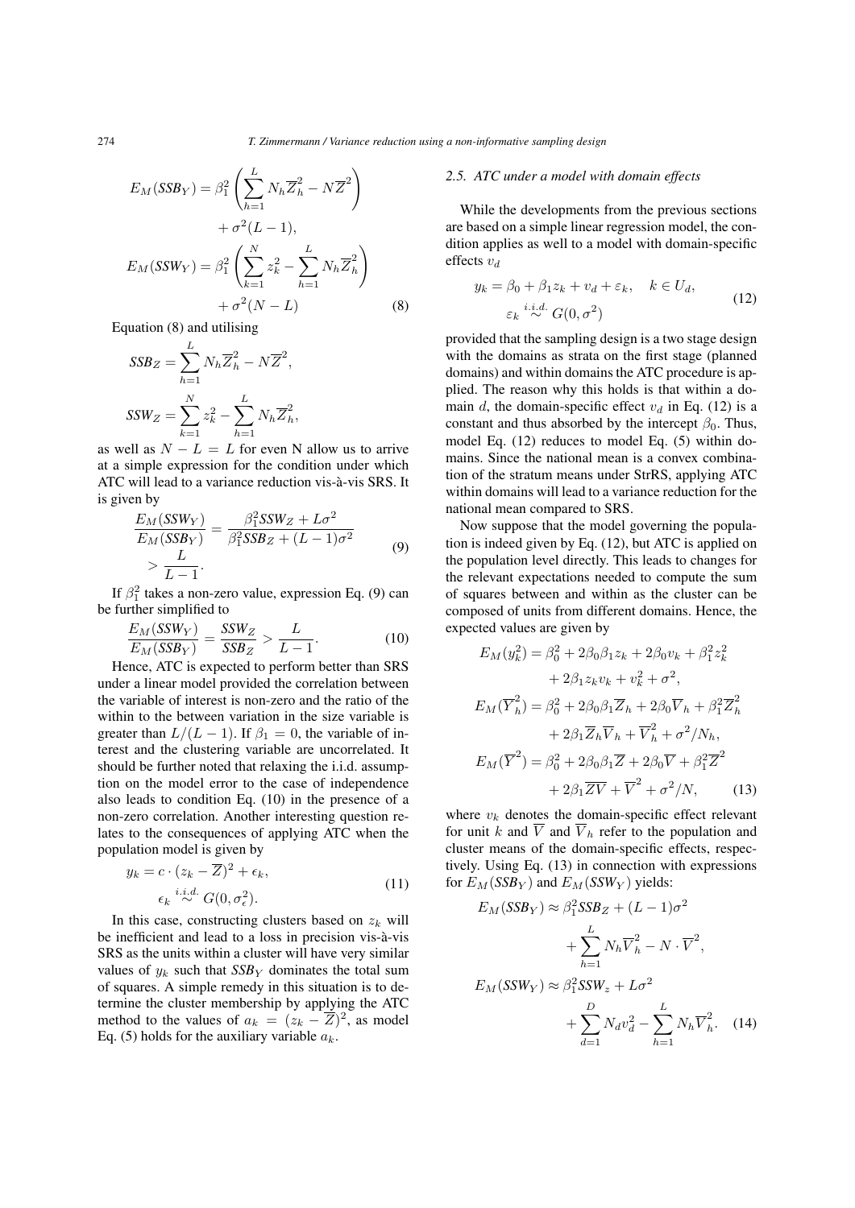$$
E_M(\mathit{SSB}_Y) = \beta_1^2 \left( \sum_{h=1}^{L} N_h \overline{Z}_h^2 - N\overline{Z}^2 \right) + \sigma^2(L-1),
$$

$$
E_M(\mathit{SSW}_Y) = \beta_1^2 \left( \sum_{k=1}^{N} z_k^2 - \sum_{h=1}^{L} N_h \overline{Z}_h^2 \right) + \sigma^2(N-L) \tag{8}
$$

Equation (8) and utilising

$$
\mathit{SSB}_Z = \sum_{h=1}^{L} N_h \overline{Z}_h^2 - N\overline{Z}^2,
$$

$$
\mathit{SSW}_Z = \sum_{k=1}^{N} z_k^2 - \sum_{h=1}^{L} N_h \overline{Z}_h^2,
$$

as well as $N - L = L$ for even N allow us to arrive at a simple expression for the condition under which ATC will lead to a variance reduction vis-à-vis SRS. It is given by

$$
\frac{E_M(\mathit{SSW}_Y)}{E_M(\mathit{SSB}_Y)} = \frac{\beta_1^2 \mathit{SSW}_Z + L\sigma^2}{\beta_1^2 \mathit{SSB}_Z + (L-1)\sigma^2} > \frac{L}{L-1}. \tag{9}
$$

If $\beta_1^2$ takes a non-zero value, expression Eq. (9) can be further simplified to

$$
\frac{E_M(\mathit{SSW}_Y)}{E_M(\mathit{SSB}_Y)} = \frac{\mathit{SSW}_Z}{\mathit{SSB}_Z} > \frac{L}{L-1}. \tag{10}
$$

Hence, ATC is expected to perform better than SRS under a linear model provided the correlation between the variable of interest is non-zero and the ratio of the within to the between variation in the size variable is greater than $L/(L-1)$. If $\beta_1 = 0$, the variable of interest and the clustering variable are uncorrelated. It should be further noted that relaxing the i.i.d. assumption on the model error to the case of independence also leads to condition Eq. (10) in the presence of a non-zero correlation. Another interesting question relates to the consequences of applying ATC when the population model is given by

$$
y_k = c \cdot (z_k - \overline{Z})^2 + \epsilon_k, \quad \epsilon_k \overset{i.i.d.}{\sim} G(0, \sigma_\epsilon^2). \tag{11}
$$

In this case, constructing clusters based on $z_k$ will be inefficient and lead to a loss in precision vis-à-vis SRS as the units within a cluster will have very similar values of $y_k$ such that $\mathit{SSB}_Y$ dominates the total sum of squares. A simple remedy in this situation is to determine the cluster membership by applying the ATC method to the values of $a_k = (z_k - \overline{Z})^2$, as model Eq. (5) holds for the auxiliary variable $a_k$.

### 2.5. ATC under a model with domain effects

While the developments from the previous sections are based on a simple linear regression model, the condition applies as well to a model with domain-specific effects $v_d$

$$
y_k = \beta_0 + \beta_1 z_k + v_d + \varepsilon_k, \quad k \in U_d, \quad \varepsilon_k \overset{i.i.d.}{\sim} G(0, \sigma^2) \tag{12}
$$

provided that the sampling design is a two stage design with the domains as strata on the first stage (planned domains) and within domains the ATC procedure is applied. The reason why this holds is that within a domain $d$, the domain-specific effect $v_d$ in Eq. (12) is a constant and thus absorbed by the intercept $\beta_0$. Thus, model Eq. (12) reduces to model Eq. (5) within domains. Since the national mean is a convex combination of the stratum means under StrRS, applying ATC within domains will lead to a variance reduction for the national mean compared to SRS.

Now suppose that the model governing the population is indeed given by Eq. (12), but ATC is applied on the population level directly. This leads to changes for the relevant expectations needed to compute the sum of squares between and within as the cluster can be composed of units from different domains. Hence, the expected values are given by

$$
E_M(y_k^2) = \beta_0^2 + 2\beta_0\beta_1 z_k + 2\beta_0 v_k + \beta_1^2 z_k^2 + 2\beta_1 z_k v_k + v_k^2 + \sigma^2,
$$

$$
E_M(\overline{Y}_h^2) = \beta_0^2 + 2\beta_0\beta_1 \overline{Z}_h + 2\beta_0 \overline{V}_h + \beta_1^2 \overline{Z}_h^2 + 2\beta_1 \overline{Z}_h \overline{V}_h + \overline{V}_h^2 + \sigma^2/N_h,
$$

$$
E_M(\overline{Y}^2) = \beta_0^2 + 2\beta_0\beta_1 \overline{Z} + 2\beta_0 \overline{V} + \beta_1^2 \overline{Z}^2 + 2\beta_1 \overline{ZV} + \overline{V}^2 + \sigma^2/N, \tag{13}
$$

where $v_k$ denotes the domain-specific effect relevant for unit $k$ and $\overline{V}$ and $\overline{V}_h$ refer to the population and cluster means of the domain-specific effects, respectively. Using Eq. (13) in connection with expressions for $E_M(\mathit{SSB}_Y)$ and $E_M(\mathit{SSW}_Y)$ yields:

$$
E_M(\mathit{SSB}_Y) \approx \beta_1^2 \mathit{SSB}_Z + (L-1)\sigma^2 + \sum_{h=1}^{L} N_h \overline{V}_h^2 - N \cdot \overline{V}^2,
$$

$$
E_M(\mathit{SSW}_Y) \approx \beta_1^2 \mathit{SSW}_z + L\sigma^2 + \sum_{d=1}^{D} N_d v_d^2 - \sum_{h=1}^{L} N_h \overline{V}_h^2. \tag{14}
$$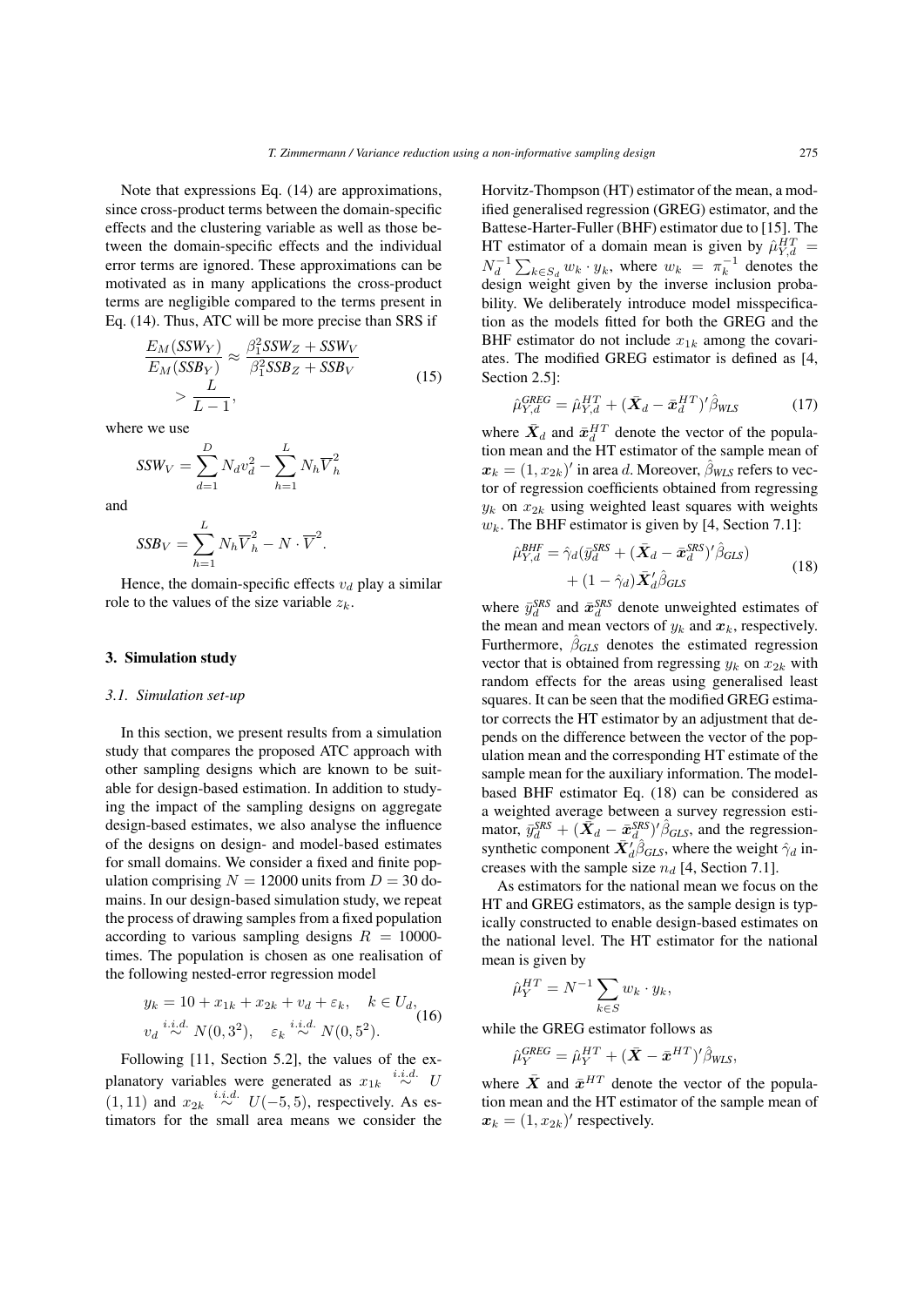Note that expressions Eq. (14) are approximations, since cross-product terms between the domain-specific effects and the clustering variable as well as those between the domain-specific effects and the individual error terms are ignored. These approximations can be motivated as in many applications the cross-product terms are negligible compared to the terms present in Eq. (14). Thus, ATC will be more precise than SRS if

$$\frac{E_M(SSW_Y)}{E_M(SSB_Y)} \approx \frac{\beta_1^2 SSW_Z + SSW_V}{\beta_1^2 SSB_Z + SSB_V} > \frac{L}{L-1}, \tag{15}$$

where we use

$$SSW_V = \sum_{d=1}^{D} N_d v_d^2 - \sum_{h=1}^{L} N_h \overline{V}_h^2$$

and

$$SSB_V = \sum_{h=1}^{L} N_h \overline{V}_h^2 - N \cdot \overline{V}^2.$$

Hence, the domain-specific effects $v_d$ play a similar role to the values of the size variable $z_k$.

## 3. Simulation study

### 3.1. Simulation set-up

In this section, we present results from a simulation study that compares the proposed ATC approach with other sampling designs which are known to be suitable for design-based estimation. In addition to studying the impact of the sampling designs on aggregate design-based estimates, we also analyse the influence of the designs on design- and model-based estimates for small domains. We consider a fixed and finite population comprising $N = 12000$ units from $D = 30$ domains. In our design-based simulation study, we repeat the process of drawing samples from a fixed population according to various sampling designs $R = 10000$-times. The population is chosen as one realisation of the following nested-error regression model

$$y_k = 10 + x_{1k} + x_{2k} + v_d + \varepsilon_k, \quad k \in U_d, \\ v_d \overset{i.i.d.}{\sim} N(0, 3^2), \quad \varepsilon_k \overset{i.i.d.}{\sim} N(0, 5^2). \tag{16}$$

Following [11, Section 5.2], the values of the explanatory variables were generated as $x_{1k} \overset{i.i.d.}{\sim} U(1, 11)$ and $x_{2k} \overset{i.i.d.}{\sim} U(-5, 5)$, respectively. As estimators for the small area means we consider the Horvitz-Thompson (HT) estimator of the mean, a modified generalised regression (GREG) estimator, and the Battese-Harter-Fuller (BHF) estimator due to [15]. The HT estimator of a domain mean is given by $\hat{\mu}_{Y,d}^{HT} = N_d^{-1} \sum_{k \in S_d} w_k \cdot y_k$, where $w_k = \pi_k^{-1}$ denotes the design weight given by the inverse inclusion probability. We deliberately introduce model misspecification as the models fitted for both the GREG and the BHF estimator do not include $x_{1k}$ among the covariates. The modified GREG estimator is defined as [4, Section 2.5]:

$$\hat{\mu}_{Y,d}^{GREG} = \hat{\mu}_{Y,d}^{HT} + (\bar{\boldsymbol{X}}_d - \bar{\boldsymbol{x}}_d^{HT})' \hat{\beta}_{WLS} \tag{17}$$

where $\bar{\boldsymbol{X}}_d$ and $\bar{\boldsymbol{x}}_d^{HT}$ denote the vector of the population mean and the HT estimator of the sample mean of $\boldsymbol{x}_k = (1, x_{2k})'$ in area $d$. Moreover, $\hat{\beta}_{WLS}$ refers to vector of regression coefficients obtained from regressing $y_k$ on $x_{2k}$ using weighted least squares with weights $w_k$. The BHF estimator is given by [4, Section 7.1]:

$$\hat{\mu}_{Y,d}^{BHF} = \hat{\gamma}_d (\bar{y}_d^{SRS} + (\bar{\boldsymbol{X}}_d - \bar{\boldsymbol{x}}_d^{SRS})' \hat{\beta}_{GLS}) \\ + (1 - \hat{\gamma}_d) \bar{\boldsymbol{X}}_d' \hat{\beta}_{GLS} \tag{18}$$

where $\bar{y}_d^{SRS}$ and $\bar{\boldsymbol{x}}_d^{SRS}$ denote unweighted estimates of the mean and mean vectors of $y_k$ and $\boldsymbol{x}_k$, respectively. Furthermore, $\hat{\beta}_{GLS}$ denotes the estimated regression vector that is obtained from regressing $y_k$ on $x_{2k}$ with random effects for the areas using generalised least squares. It can be seen that the modified GREG estimator corrects the HT estimator by an adjustment that depends on the difference between the vector of the population mean and the corresponding HT estimate of the sample mean for the auxiliary information. The model-based BHF estimator Eq. (18) can be considered as a weighted average between a survey regression estimator, $\bar{y}_d^{SRS} + (\bar{\boldsymbol{X}}_d - \bar{\boldsymbol{x}}_d^{SRS})' \hat{\beta}_{GLS}$, and the regression-synthetic component $\bar{\boldsymbol{X}}_d' \hat{\beta}_{GLS}$, where the weight $\hat{\gamma}_d$ increases with the sample size $n_d$ [4, Section 7.1].

As estimators for the national mean we focus on the HT and GREG estimators, as the sample design is typically constructed to enable design-based estimates on the national level. The HT estimator for the national mean is given by

$$\hat{\mu}_Y^{HT} = N^{-1} \sum_{k \in S} w_k \cdot y_k,$$

while the GREG estimator follows as

$$\hat{\mu}_Y^{GREG} = \hat{\mu}_Y^{HT} + (\bar{\boldsymbol{X}} - \bar{\boldsymbol{x}}^{HT})' \hat{\beta}_{WLS},$$

where $\bar{\boldsymbol{X}}$ and $\bar{\boldsymbol{x}}^{HT}$ denote the vector of the population mean and the HT estimator of the sample mean of $\boldsymbol{x}_k = (1, x_{2k})'$ respectively.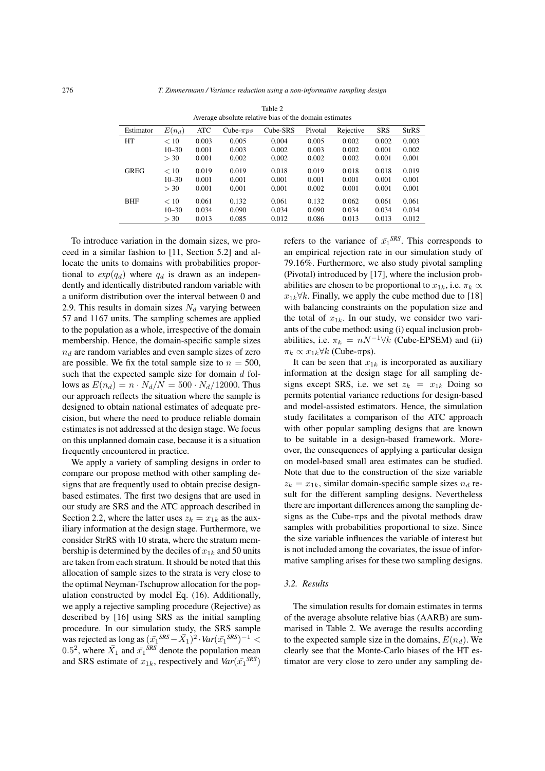Table 2
Average absolute relative bias of the domain estimates

| Estimator | $E(n_d)$ | ATC | Cube-$\pi ps$ | Cube-SRS | Pivotal | Rejective | SRS | StrRS |
|---|---|---|---|---|---|---|---|---|
| HT | $< 10$ | 0.003 | 0.005 | 0.004 | 0.005 | 0.002 | 0.002 | 0.003 |
| | 10–30 | 0.001 | 0.003 | 0.002 | 0.003 | 0.002 | 0.001 | 0.002 |
| | $> 30$ | 0.001 | 0.002 | 0.002 | 0.002 | 0.002 | 0.001 | 0.001 |
| GREG | $< 10$ | 0.019 | 0.019 | 0.018 | 0.019 | 0.018 | 0.018 | 0.019 |
| | 10–30 | 0.001 | 0.001 | 0.001 | 0.001 | 0.001 | 0.001 | 0.001 |
| | $> 30$ | 0.001 | 0.001 | 0.001 | 0.002 | 0.001 | 0.001 | 0.001 |
| BHF | $< 10$ | 0.061 | 0.132 | 0.061 | 0.132 | 0.062 | 0.061 | 0.061 |
| | 10–30 | 0.034 | 0.090 | 0.034 | 0.090 | 0.034 | 0.034 | 0.034 |
| | $> 30$ | 0.013 | 0.085 | 0.012 | 0.086 | 0.013 | 0.013 | 0.012 |

To introduce variation in the domain sizes, we proceed in a similar fashion to [11, Section 5.2] and allocate the units to domains with probabilities proportional to $exp(q_d)$ where $q_d$ is drawn as an independently and identically distributed random variable with a uniform distribution over the interval between 0 and 2.9. This results in domain sizes $N_d$ varying between 57 and 1167 units. The sampling schemes are applied to the population as a whole, irrespective of the domain membership. Hence, the domain-specific sample sizes $n_d$ are random variables and even sample sizes of zero are possible. We fix the total sample size to $n = 500$, such that the expected sample size for domain $d$ follows as $E(n_d) = n \cdot N_d/N = 500 \cdot N_d/12000$. Thus our approach reflects the situation where the sample is designed to obtain national estimates of adequate precision, but where the need to produce reliable domain estimates is not addressed at the design stage. We focus on this unplanned domain case, because it is a situation frequently encountered in practice.

We apply a variety of sampling designs in order to compare our propose method with other sampling designs that are frequently used to obtain precise design-based estimates. The first two designs that are used in our study are SRS and the ATC approach described in Section 2.2, where the latter uses $z_k = x_{1k}$ as the auxiliary information at the design stage. Furthermore, we consider StrRS with 10 strata, where the stratum membership is determined by the deciles of $x_{1k}$ and 50 units are taken from each stratum. It should be noted that this allocation of sample sizes to the strata is very close to the optimal Neyman-Tschuprow allocation for the population constructed by model Eq. (16). Additionally, we apply a rejective sampling procedure (Rejective) as described by [16] using SRS as the initial sampling procedure. In our simulation study, the SRS sample was rejected as long as $(\bar{x_1}^{SRS} - \bar{X}_1)^2 \cdot Var(\bar{x_1}^{SRS})^{-1} < 0.5^2$, where $\bar{X}_1$ and $\bar{x_1}^{SRS}$ denote the population mean and SRS estimate of $x_{1k}$, respectively and $Var(\bar{x_1}^{SRS})$ refers to the variance of $\bar{x_1}^{SRS}$. This corresponds to an empirical rejection rate in our simulation study of 79.16%. Furthermore, we also study pivotal sampling (Pivotal) introduced by [17], where the inclusion probabilities are chosen to be proportional to $x_{1k}$, i.e. $\pi_k \propto x_{1k} \forall k$. Finally, we apply the cube method due to [18] with balancing constraints on the population size and the total of $x_{1k}$. In our study, we consider two variants of the cube method: using (i) equal inclusion probabilities, i.e. $\pi_k = nN^{-1} \forall k$ (Cube-EPSEM) and (ii) $\pi_k \propto x_{1k} \forall k$ (Cube-$\pi$ps).

It can be seen that $x_{1k}$ is incorporated as auxiliary information at the design stage for all sampling designs except SRS, i.e. we set $z_k = x_{1k}$ Doing so permits potential variance reductions for design-based and model-assisted estimators. Hence, the simulation study facilitates a comparison of the ATC approach with other popular sampling designs that are known to be suitable in a design-based framework. Moreover, the consequences of applying a particular design on model-based small area estimates can be studied. Note that due to the construction of the size variable $z_k = x_{1k}$, similar domain-specific sample sizes $n_d$ result for the different sampling designs. Nevertheless there are important differences among the sampling designs as the Cube-$\pi$ps and the pivotal methods draw samples with probabilities proportional to size. Since the size variable influences the variable of interest but is not included among the covariates, the issue of informative sampling arises for these two sampling designs.

### 3.2. Results

The simulation results for domain estimates in terms of the average absolute relative bias (AARB) are summarised in Table 2. We average the results according to the expected sample size in the domains, $E(n_d)$. We clearly see that the Monte-Carlo biases of the HT estimator are very close to zero under any sampling de-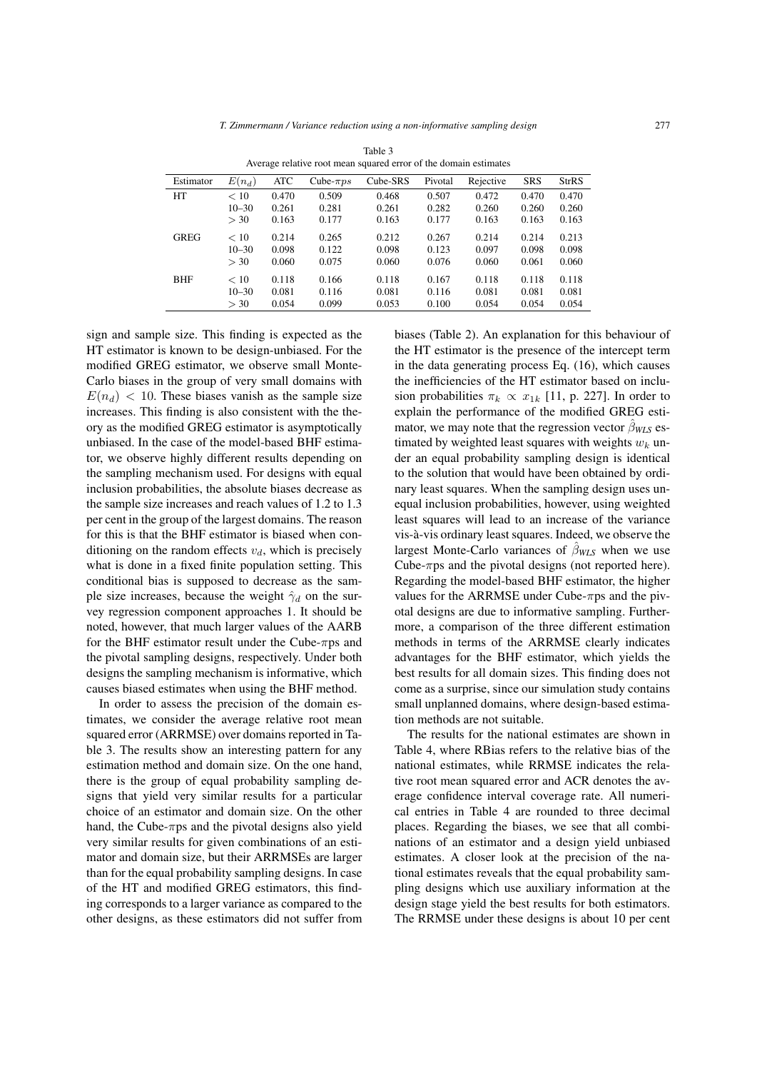Table 3
Average relative root mean squared error of the domain estimates

| Estimator | $E(n_d)$ | ATC | Cube-$\pi ps$ | Cube-SRS | Pivotal | Rejective | SRS | StrRS |
|---|---|---|---|---|---|---|---|---|
| HT | $< 10$ | 0.470 | 0.509 | 0.468 | 0.507 | 0.472 | 0.470 | 0.470 |
| | 10–30 | 0.261 | 0.281 | 0.261 | 0.282 | 0.260 | 0.260 | 0.260 |
| | $> 30$ | 0.163 | 0.177 | 0.163 | 0.177 | 0.163 | 0.163 | 0.163 |
| GREG | $< 10$ | 0.214 | 0.265 | 0.212 | 0.267 | 0.214 | 0.214 | 0.213 |
| | 10–30 | 0.098 | 0.122 | 0.098 | 0.123 | 0.097 | 0.098 | 0.098 |
| | $> 30$ | 0.060 | 0.075 | 0.060 | 0.076 | 0.060 | 0.061 | 0.060 |
| BHF | $< 10$ | 0.118 | 0.166 | 0.118 | 0.167 | 0.118 | 0.118 | 0.118 |
| | 10–30 | 0.081 | 0.116 | 0.081 | 0.116 | 0.081 | 0.081 | 0.081 |
| | $> 30$ | 0.054 | 0.099 | 0.053 | 0.100 | 0.054 | 0.054 | 0.054 |

sign and sample size. This finding is expected as the HT estimator is known to be design-unbiased. For the modified GREG estimator, we observe small Monte-Carlo biases in the group of very small domains with $E(n_d) < 10$. These biases vanish as the sample size increases. This finding is also consistent with the theory as the modified GREG estimator is asymptotically unbiased. In the case of the model-based BHF estimator, we observe highly different results depending on the sampling mechanism used. For designs with equal inclusion probabilities, the absolute biases decrease as the sample size increases and reach values of 1.2 to 1.3 per cent in the group of the largest domains. The reason for this is that the BHF estimator is biased when conditioning on the random effects $v_d$, which is precisely what is done in a fixed finite population setting. This conditional bias is supposed to decrease as the sample size increases, because the weight $\hat{\gamma}_d$ on the survey regression component approaches 1. It should be noted, however, that much larger values of the AARB for the BHF estimator result under the Cube-$\pi$ps and the pivotal sampling designs, respectively. Under both designs the sampling mechanism is informative, which causes biased estimates when using the BHF method.

In order to assess the precision of the domain estimates, we consider the average relative root mean squared error (ARRMSE) over domains reported in Table 3. The results show an interesting pattern for any estimation method and domain size. On the one hand, there is the group of equal probability sampling designs that yield very similar results for a particular choice of an estimator and domain size. On the other hand, the Cube-$\pi$ps and the pivotal designs also yield very similar results for given combinations of an estimator and domain size, but their ARRMSEs are larger than for the equal probability sampling designs. In case of the HT and modified GREG estimators, this finding corresponds to a larger variance as compared to the other designs, as these estimators did not suffer from biases (Table 2). An explanation for this behaviour of the HT estimator is the presence of the intercept term in the data generating process Eq. (16), which causes the inefficiencies of the HT estimator based on inclusion probabilities $\pi_k \propto x_{1k}$ [11, p. 227]. In order to explain the performance of the modified GREG estimator, we may note that the regression vector $\hat{\beta}_{WLS}$ estimated by weighted least squares with weights $w_k$ under an equal probability sampling design is identical to the solution that would have been obtained by ordinary least squares. When the sampling design uses unequal inclusion probabilities, however, using weighted least squares will lead to an increase of the variance vis-à-vis ordinary least squares. Indeed, we observe the largest Monte-Carlo variances of $\hat{\beta}_{WLS}$ when we use Cube-$\pi$ps and the pivotal designs (not reported here). Regarding the model-based BHF estimator, the higher values for the ARRMSE under Cube-$\pi$ps and the pivotal designs are due to informative sampling. Furthermore, a comparison of the three different estimation methods in terms of the ARRMSE clearly indicates advantages for the BHF estimator, which yields the best results for all domain sizes. This finding does not come as a surprise, since our simulation study contains small unplanned domains, where design-based estimation methods are not suitable.

The results for the national estimates are shown in Table 4, where RBias refers to the relative bias of the national estimates, while RRMSE indicates the relative root mean squared error and ACR denotes the average confidence interval coverage rate. All numerical entries in Table 4 are rounded to three decimal places. Regarding the biases, we see that all combinations of an estimator and a design yield unbiased estimates. A closer look at the precision of the national estimates reveals that the equal probability sampling designs which use auxiliary information at the design stage yield the best results for both estimators. The RRMSE under these designs is about 10 per cent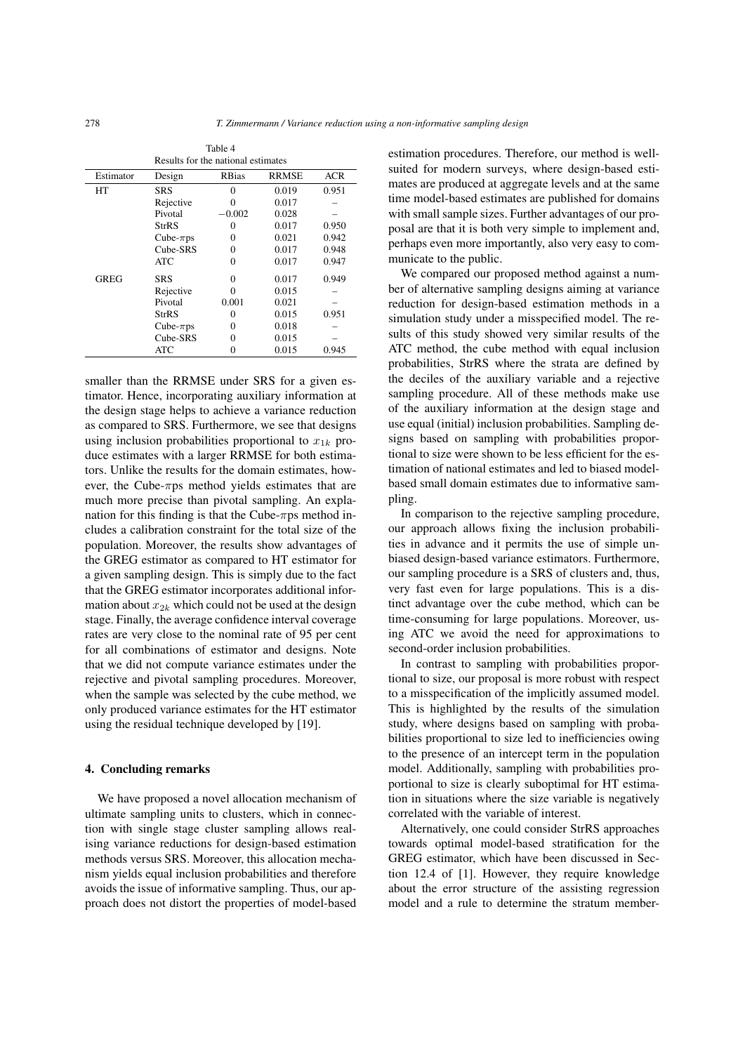Table 4
Results for the national estimates

| Estimator | Design | RBias | RRMSE | ACR |
|---|---|---|---|---|
| HT | SRS | 0 | 0.019 | 0.951 |
| | Rejective | 0 | 0.017 | – |
| | Pivotal | $-0.002$ | 0.028 | – |
| | StrRS | 0 | 0.017 | 0.950 |
| | Cube-$\pi$ps | 0 | 0.021 | 0.942 |
| | Cube-SRS | 0 | 0.017 | 0.948 |
| | ATC | 0 | 0.017 | 0.947 |
| GREG | SRS | 0 | 0.017 | 0.949 |
| | Rejective | 0 | 0.015 | – |
| | Pivotal | 0.001 | 0.021 | – |
| | StrRS | 0 | 0.015 | 0.951 |
| | Cube-$\pi$ps | 0 | 0.018 | – |
| | Cube-SRS | 0 | 0.015 | – |
| | ATC | 0 | 0.015 | 0.945 |

smaller than the RRMSE under SRS for a given estimator. Hence, incorporating auxiliary information at the design stage helps to achieve a variance reduction as compared to SRS. Furthermore, we see that designs using inclusion probabilities proportional to $x_{1k}$ produce estimates with a larger RRMSE for both estimators. Unlike the results for the domain estimates, however, the Cube-$\pi$ps method yields estimates that are much more precise than pivotal sampling. An explanation for this finding is that the Cube-$\pi$ps method includes a calibration constraint for the total size of the population. Moreover, the results show advantages of the GREG estimator as compared to HT estimator for a given sampling design. This is simply due to the fact that the GREG estimator incorporates additional information about $x_{2k}$ which could not be used at the design stage. Finally, the average confidence interval coverage rates are very close to the nominal rate of 95 per cent for all combinations of estimator and designs. Note that we did not compute variance estimates under the rejective and pivotal sampling procedures. Moreover, when the sample was selected by the cube method, we only produced variance estimates for the HT estimator using the residual technique developed by [19].

## 4. Concluding remarks

We have proposed a novel allocation mechanism of ultimate sampling units to clusters, which in connection with single stage cluster sampling allows realising variance reductions for design-based estimation methods versus SRS. Moreover, this allocation mechanism yields equal inclusion probabilities and therefore avoids the issue of informative sampling. Thus, our approach does not distort the properties of model-based estimation procedures. Therefore, our method is well-suited for modern surveys, where design-based estimates are produced at aggregate levels and at the same time model-based estimates are published for domains with small sample sizes. Further advantages of our proposal are that it is both very simple to implement and, perhaps even more importantly, also very easy to communicate to the public.

We compared our proposed method against a number of alternative sampling designs aiming at variance reduction for design-based estimation methods in a simulation study under a misspecified model. The results of this study showed very similar results of the ATC method, the cube method with equal inclusion probabilities, StrRS where the strata are defined by the deciles of the auxiliary variable and a rejective sampling procedure. All of these methods make use of the auxiliary information at the design stage and use equal (initial) inclusion probabilities. Sampling designs based on sampling with probabilities proportional to size were shown to be less efficient for the estimation of national estimates and led to biased model-based small domain estimates due to informative sampling.

In comparison to the rejective sampling procedure, our approach allows fixing the inclusion probabilities in advance and it permits the use of simple unbiased design-based variance estimators. Furthermore, our sampling procedure is a SRS of clusters and, thus, very fast even for large populations. This is a distinct advantage over the cube method, which can be time-consuming for large populations. Moreover, using ATC we avoid the need for approximations to second-order inclusion probabilities.

In contrast to sampling with probabilities proportional to size, our proposal is more robust with respect to a misspecification of the implicitly assumed model. This is highlighted by the results of the simulation study, where designs based on sampling with probabilities proportional to size led to inefficiencies owing to the presence of an intercept term in the population model. Additionally, sampling with probabilities proportional to size is clearly suboptimal for HT estimation in situations where the size variable is negatively correlated with the variable of interest.

Alternatively, one could consider StrRS approaches towards optimal model-based stratification for the GREG estimator, which have been discussed in Section 12.4 of [1]. However, they require knowledge about the error structure of the assisting regression model and a rule to determine the stratum member-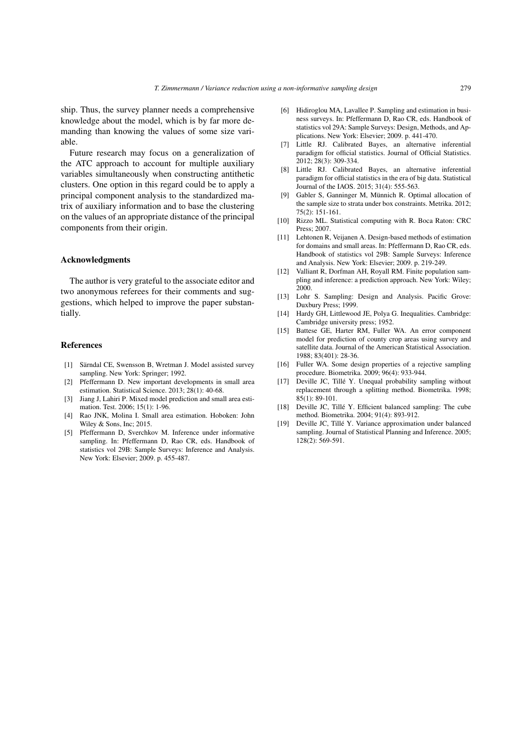ship. Thus, the survey planner needs a comprehensive knowledge about the model, which is by far more demanding than knowing the values of some size variable.

Future research may focus on a generalization of the ATC approach to account for multiple auxiliary variables simultaneously when constructing antithetic clusters. One option in this regard could be to apply a principal component analysis to the standardized matrix of auxiliary information and to base the clustering on the values of an appropriate distance of the principal components from their origin.

## Acknowledgments

The author is very grateful to the associate editor and two anonymous referees for their comments and suggestions, which helped to improve the paper substantially.

## References

[1] Särndal CE, Swensson B, Wretman J. Model assisted survey sampling. New York: Springer; 1992.

[2] Pfeffermann D. New important developments in small area estimation. Statistical Science. 2013; 28(1): 40-68.

[3] Jiang J, Lahiri P. Mixed model prediction and small area estimation. Test. 2006; 15(1): 1-96.

[4] Rao JNK, Molina I. Small area estimation. Hoboken: John Wiley & Sons, Inc; 2015.

[5] Pfeffermann D, Sverchkov M. Inference under informative sampling. In: Pfeffermann D, Rao CR, eds. Handbook of statistics vol 29B: Sample Surveys: Inference and Analysis. New York: Elsevier; 2009. p. 455-487.

[6] Hidiroglou MA, Lavallee P. Sampling and estimation in business surveys. In: Pfeffermann D, Rao CR, eds. Handbook of statistics vol 29A: Sample Surveys: Design, Methods, and Applications. New York: Elsevier; 2009. p. 441-470.

[7] Little RJ. Calibrated Bayes, an alternative inferential paradigm for official statistics. Journal of Official Statistics. 2012; 28(3): 309-334.

[8] Little RJ. Calibrated Bayes, an alternative inferential paradigm for official statistics in the era of big data. Statistical Journal of the IAOS. 2015; 31(4): 555-563.

[9] Gabler S, Ganninger M, Münnich R. Optimal allocation of the sample size to strata under box constraints. Metrika. 2012; 75(2): 151-161.

[10] Rizzo ML. Statistical computing with R. Boca Raton: CRC Press; 2007.

[11] Lehtonen R, Veijanen A. Design-based methods of estimation for domains and small areas. In: Pfeffermann D, Rao CR, eds. Handbook of statistics vol 29B: Sample Surveys: Inference and Analysis. New York: Elsevier; 2009. p. 219-249.

[12] Valliant R, Dorfman AH, Royall RM. Finite population sampling and inference: a prediction approach. New York: Wiley; 2000.

[13] Lohr S. Sampling: Design and Analysis. Pacific Grove: Duxbury Press; 1999.

[14] Hardy GH, Littlewood JE, Polya G. Inequalities. Cambridge: Cambridge university press; 1952.

[15] Battese GE, Harter RM, Fuller WA. An error component model for prediction of county crop areas using survey and satellite data. Journal of the American Statistical Association. 1988; 83(401): 28-36.

[16] Fuller WA. Some design properties of a rejective sampling procedure. Biometrika. 2009; 96(4): 933-944.

[17] Deville JC, Tillé Y. Unequal probability sampling without replacement through a splitting method. Biometrika. 1998; 85(1): 89-101.

[18] Deville JC, Tillé Y. Efficient balanced sampling: The cube method. Biometrika. 2004; 91(4): 893-912.

[19] Deville JC, Tillé Y. Variance approximation under balanced sampling. Journal of Statistical Planning and Inference. 2005; 128(2): 569-591.